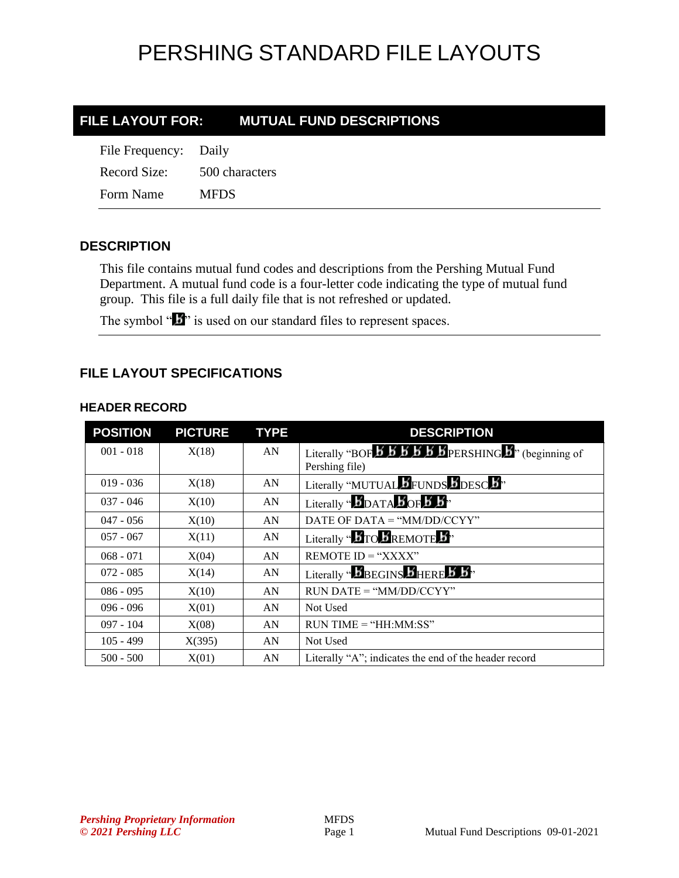# PERSHING STANDARD FILE LAYOUTS

## FILE LAYOUT FOR: MUTUAL FUND DESCRIPTIONS

File Frequency: Daily

Record Size: 500 characters

Form Name MFDS

### DESCRIPTION

This file contains mutual fund codes and descriptions from the Pershing Mutual Fund Department. A mutual fund code is a four-letter code indicating the type of mutual fund group. This file is a full daily file that is not refreshed or updated.

The symbol "ƀ" is used on our standard files to represent spaces.

### FILE LAYOUT SPECIFICATIONS

#### HEADER RECORD

| POSITION | PICTURE | TYPE | DESCRIPTION |
|---|---|---|---|
| 001 - 018 | X(18) | AN | Literally "BOFƀƀƀƀƀƀPERSHINGƀ" (beginning of Pershing file) |
| 019 - 036 | X(18) | AN | Literally "MUTUALƀFUNDSƀDESCƀ" |
| 037 - 046 | X(10) | AN | Literally "ƀDATAƀOFƀƀ" |
| 047 - 056 | X(10) | AN | DATE OF DATA = "MM/DD/CCYY" |
| 057 - 067 | X(11) | AN | Literally "ƀTOƀREMOTEƀ" |
| 068 - 071 | X(04) | AN | REMOTE ID = "XXXX" |
| 072 - 085 | X(14) | AN | Literally "ƀBEGINSƀHEREƀƀ" |
| 086 - 095 | X(10) | AN | RUN DATE = "MM/DD/CCYY" |
| 096 - 096 | X(01) | AN | Not Used |
| 097 - 104 | X(08) | AN | RUN TIME = "HH:MM:SS" |
| 105 - 499 | X(395) | AN | Not Used |
| 500 - 500 | X(01) | AN | Literally "A"; indicates the end of the header record |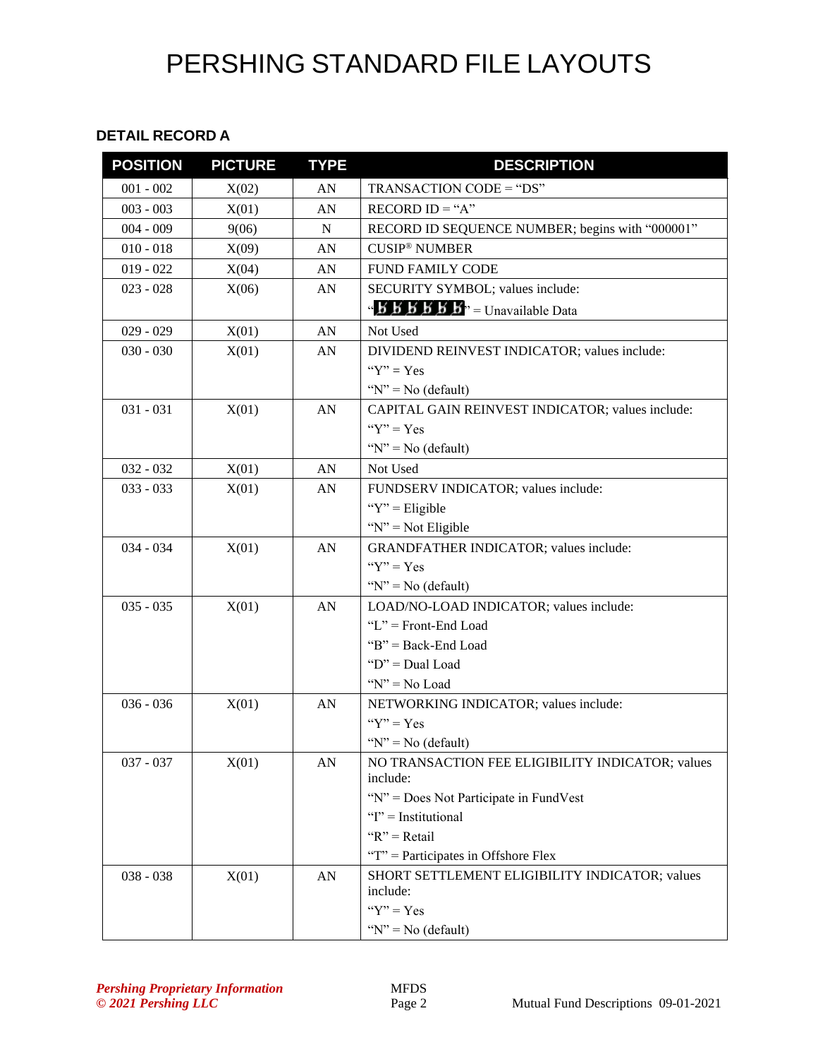# PERSHING STANDARD FILE LAYOUTS

### DETAIL RECORD A

| POSITION | PICTURE | TYPE | DESCRIPTION |
|---|---|---|---|
| 001 - 002 | X(02) | AN | TRANSACTION CODE = “DS” |
| 003 - 003 | X(01) | AN | RECORD ID = “A” |
| 004 - 009 | 9(06) | N | RECORD ID SEQUENCE NUMBER; begins with “000001” |
| 010 - 018 | X(09) | AN | CUSIP® NUMBER |
| 019 - 022 | X(04) | AN | FUND FAMILY CODE |
| 023 - 028 | X(06) | AN | SECURITY SYMBOL; values include:<br>“ȸȸȸȸȸȸ” = Unavailable Data |
| 029 - 029 | X(01) | AN | Not Used |
| 030 - 030 | X(01) | AN | DIVIDEND REINVEST INDICATOR; values include:<br>“Y” = Yes<br>“N” = No (default) |
| 031 - 031 | X(01) | AN | CAPITAL GAIN REINVEST INDICATOR; values include:<br>“Y” = Yes<br>“N” = No (default) |
| 032 - 032 | X(01) | AN | Not Used |
| 033 - 033 | X(01) | AN | FUNDSERV INDICATOR; values include:<br>“Y” = Eligible<br>“N” = Not Eligible |
| 034 - 034 | X(01) | AN | GRANDFATHER INDICATOR; values include:<br>“Y” = Yes<br>“N” = No (default) |
| 035 - 035 | X(01) | AN | LOAD/NO-LOAD INDICATOR; values include:<br>“L” = Front-End Load<br>“B” = Back-End Load<br>“D” = Dual Load<br>“N” = No Load |
| 036 - 036 | X(01) | AN | NETWORKING INDICATOR; values include:<br>“Y” = Yes<br>“N” = No (default) |
| 037 - 037 | X(01) | AN | NO TRANSACTION FEE ELIGIBILITY INDICATOR; values include:<br>“N” = Does Not Participate in FundVest<br>“I” = Institutional<br>“R” = Retail<br>“T” = Participates in Offshore Flex |
| 038 - 038 | X(01) | AN | SHORT SETTLEMENT ELIGIBILITY INDICATOR; values include:<br>“Y” = Yes<br>“N” = No (default) |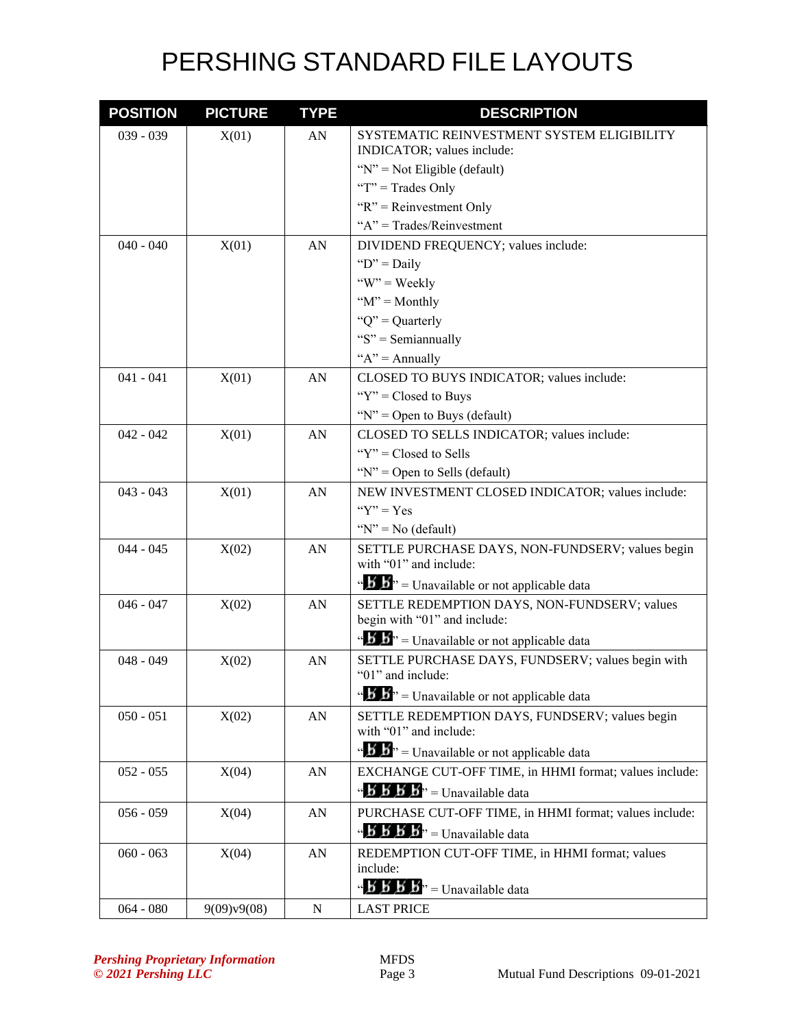# PERSHING STANDARD FILE LAYOUTS

| POSITION | PICTURE | TYPE | DESCRIPTION |
|---|---|---|---|
| 039 - 039 | X(01) | AN | SYSTEMATIC REINVESTMENT SYSTEM ELIGIBILITY INDICATOR; values include:<br>"N" = Not Eligible (default)<br>"T" = Trades Only<br>"R" = Reinvestment Only<br>"A" = Trades/Reinvestment |
| 040 - 040 | X(01) | AN | DIVIDEND FREQUENCY; values include:<br>"D" = Daily<br>"W" = Weekly<br>"M" = Monthly<br>"Q" = Quarterly<br>"S" = Semiannually<br>"A" = Annually |
| 041 - 041 | X(01) | AN | CLOSED TO BUYS INDICATOR; values include:<br>"Y" = Closed to Buys<br>"N" = Open to Buys (default) |
| 042 - 042 | X(01) | AN | CLOSED TO SELLS INDICATOR; values include:<br>"Y" = Closed to Sells<br>"N" = Open to Sells (default) |
| 043 - 043 | X(01) | AN | NEW INVESTMENT CLOSED INDICATOR; values include:<br>"Y" = Yes<br>"N" = No (default) |
| 044 - 045 | X(02) | AN | SETTLE PURCHASE DAYS, NON-FUNDSERV; values begin with "01" and include:<br>"ƀƀ" = Unavailable or not applicable data |
| 046 - 047 | X(02) | AN | SETTLE REDEMPTION DAYS, NON-FUNDSERV; values begin with "01" and include:<br>"ƀƀ" = Unavailable or not applicable data |
| 048 - 049 | X(02) | AN | SETTLE PURCHASE DAYS, FUNDSERV; values begin with "01" and include:<br>"ƀƀ" = Unavailable or not applicable data |
| 050 - 051 | X(02) | AN | SETTLE REDEMPTION DAYS, FUNDSERV; values begin with "01" and include:<br>"ƀƀ" = Unavailable or not applicable data |
| 052 - 055 | X(04) | AN | EXCHANGE CUT-OFF TIME, in HHMI format; values include:<br>"ƀƀƀƀ" = Unavailable data |
| 056 - 059 | X(04) | AN | PURCHASE CUT-OFF TIME, in HHMI format; values include:<br>"ƀƀƀƀ" = Unavailable data |
| 060 - 063 | X(04) | AN | REDEMPTION CUT-OFF TIME, in HHMI format; values include:<br>"ƀƀƀƀ" = Unavailable data |
| 064 - 080 | 9(09)v9(08) | N | LAST PRICE |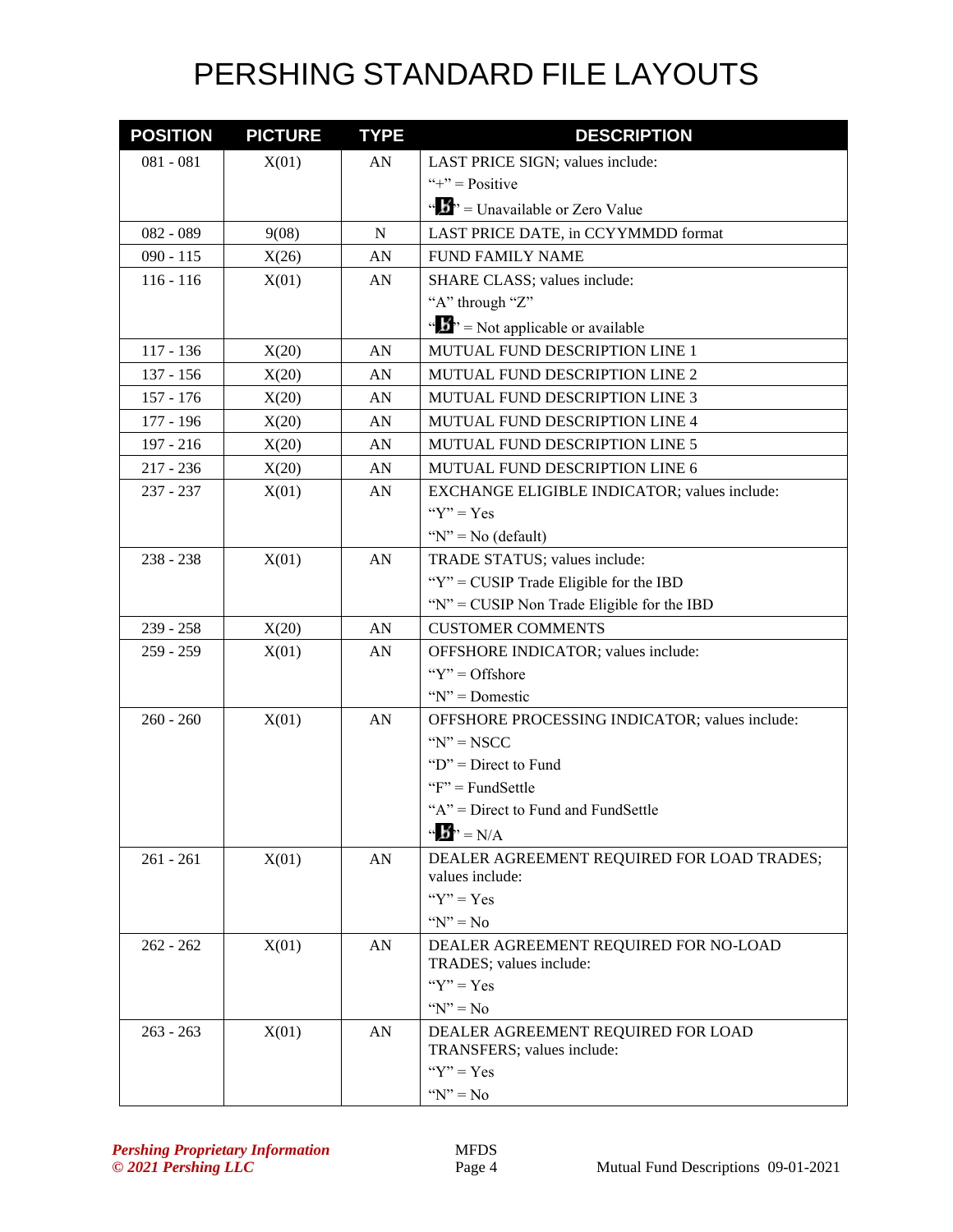# PERSHING STANDARD FILE LAYOUTS

| POSITION | PICTURE | TYPE | DESCRIPTION |
|---|---|---|---|
| 081 - 081 | X(01) | AN | LAST PRICE SIGN; values include:<br>"+" = Positive<br>"b" = Unavailable or Zero Value |
| 082 - 089 | 9(08) | N | LAST PRICE DATE, in CCYYMMDD format |
| 090 - 115 | X(26) | AN | FUND FAMILY NAME |
| 116 - 116 | X(01) | AN | SHARE CLASS; values include:<br>"A" through "Z"<br>"b" = Not applicable or available |
| 117 - 136 | X(20) | AN | MUTUAL FUND DESCRIPTION LINE 1 |
| 137 - 156 | X(20) | AN | MUTUAL FUND DESCRIPTION LINE 2 |
| 157 - 176 | X(20) | AN | MUTUAL FUND DESCRIPTION LINE 3 |
| 177 - 196 | X(20) | AN | MUTUAL FUND DESCRIPTION LINE 4 |
| 197 - 216 | X(20) | AN | MUTUAL FUND DESCRIPTION LINE 5 |
| 217 - 236 | X(20) | AN | MUTUAL FUND DESCRIPTION LINE 6 |
| 237 - 237 | X(01) | AN | EXCHANGE ELIGIBLE INDICATOR; values include:<br>"Y" = Yes<br>"N" = No (default) |
| 238 - 238 | X(01) | AN | TRADE STATUS; values include:<br>"Y" = CUSIP Trade Eligible for the IBD<br>"N" = CUSIP Non Trade Eligible for the IBD |
| 239 - 258 | X(20) | AN | CUSTOMER COMMENTS |
| 259 - 259 | X(01) | AN | OFFSHORE INDICATOR; values include:<br>"Y" = Offshore<br>"N" = Domestic |
| 260 - 260 | X(01) | AN | OFFSHORE PROCESSING INDICATOR; values include:<br>"N" = NSCC<br>"D" = Direct to Fund<br>"F" = FundSettle<br>"A" = Direct to Fund and FundSettle<br>"b" = N/A |
| 261 - 261 | X(01) | AN | DEALER AGREEMENT REQUIRED FOR LOAD TRADES; values include:<br>"Y" = Yes<br>"N" = No |
| 262 - 262 | X(01) | AN | DEALER AGREEMENT REQUIRED FOR NO-LOAD TRADES; values include:<br>"Y" = Yes<br>"N" = No |
| 263 - 263 | X(01) | AN | DEALER AGREEMENT REQUIRED FOR LOAD TRANSFERS; values include:<br>"Y" = Yes<br>"N" = No |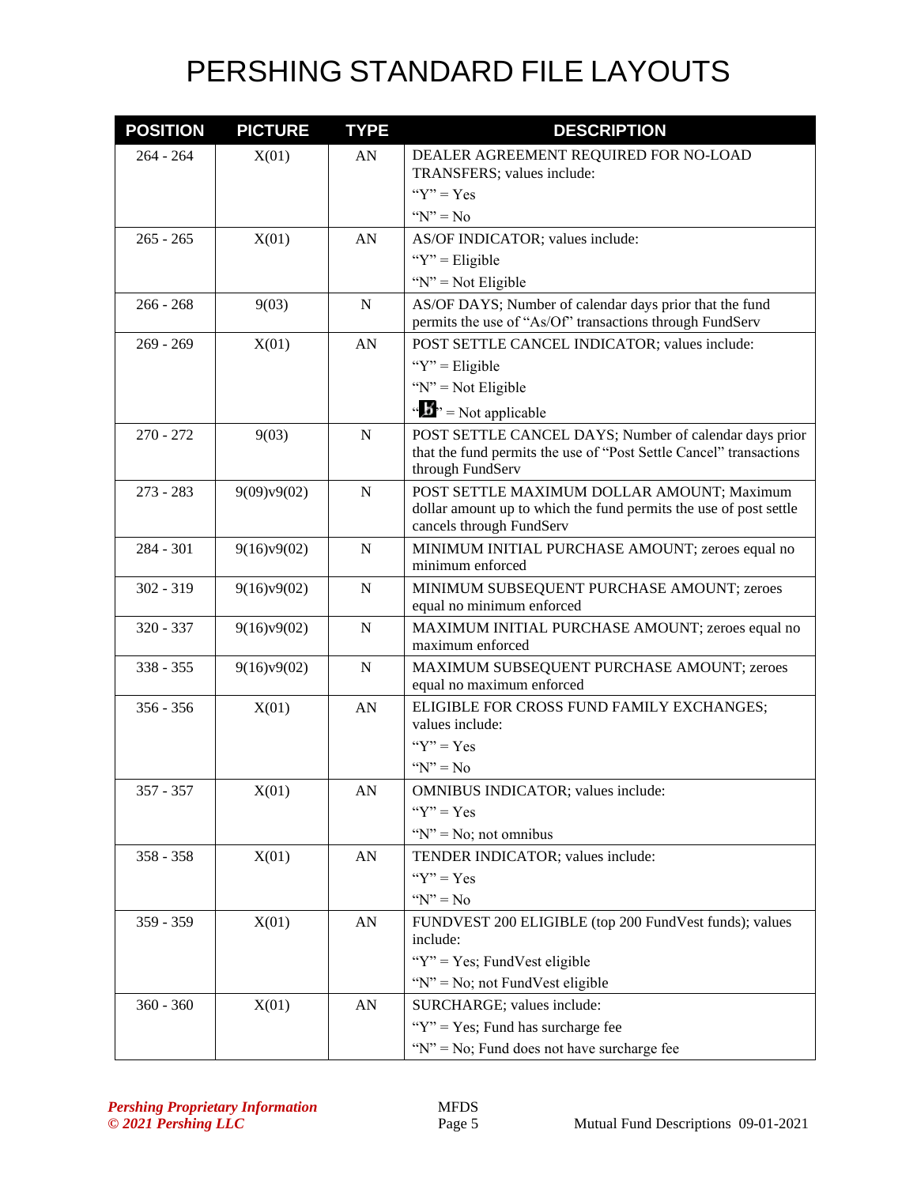# PERSHING STANDARD FILE LAYOUTS

| POSITION | PICTURE | TYPE | DESCRIPTION |
|---|---|---|---|
| 264 - 264 | X(01) | AN | DEALER AGREEMENT REQUIRED FOR NO-LOAD TRANSFERS; values include:<br>"Y" = Yes<br>"N" = No |
| 265 - 265 | X(01) | AN | AS/OF INDICATOR; values include:<br>"Y" = Eligible<br>"N" = Not Eligible |
| 266 - 268 | 9(03) | N | AS/OF DAYS; Number of calendar days prior that the fund permits the use of "As/Of" transactions through FundServ |
| 269 - 269 | X(01) | AN | POST SETTLE CANCEL INDICATOR; values include:<br>"Y" = Eligible<br>"N" = Not Eligible<br>"b̸" = Not applicable |
| 270 - 272 | 9(03) | N | POST SETTLE CANCEL DAYS; Number of calendar days prior that the fund permits the use of "Post Settle Cancel" transactions through FundServ |
| 273 - 283 | 9(09)v9(02) | N | POST SETTLE MAXIMUM DOLLAR AMOUNT; Maximum dollar amount up to which the fund permits the use of post settle cancels through FundServ |
| 284 - 301 | 9(16)v9(02) | N | MINIMUM INITIAL PURCHASE AMOUNT; zeroes equal no minimum enforced |
| 302 - 319 | 9(16)v9(02) | N | MINIMUM SUBSEQUENT PURCHASE AMOUNT; zeroes equal no minimum enforced |
| 320 - 337 | 9(16)v9(02) | N | MAXIMUM INITIAL PURCHASE AMOUNT; zeroes equal no maximum enforced |
| 338 - 355 | 9(16)v9(02) | N | MAXIMUM SUBSEQUENT PURCHASE AMOUNT; zeroes equal no maximum enforced |
| 356 - 356 | X(01) | AN | ELIGIBLE FOR CROSS FUND FAMILY EXCHANGES; values include:<br>"Y" = Yes<br>"N" = No |
| 357 - 357 | X(01) | AN | OMNIBUS INDICATOR; values include:<br>"Y" = Yes<br>"N" = No; not omnibus |
| 358 - 358 | X(01) | AN | TENDER INDICATOR; values include:<br>"Y" = Yes<br>"N" = No |
| 359 - 359 | X(01) | AN | FUNDVEST 200 ELIGIBLE (top 200 FundVest funds); values include:<br>"Y" = Yes; FundVest eligible<br>"N" = No; not FundVest eligible |
| 360 - 360 | X(01) | AN | SURCHARGE; values include:<br>"Y" = Yes; Fund has surcharge fee<br>"N" = No; Fund does not have surcharge fee |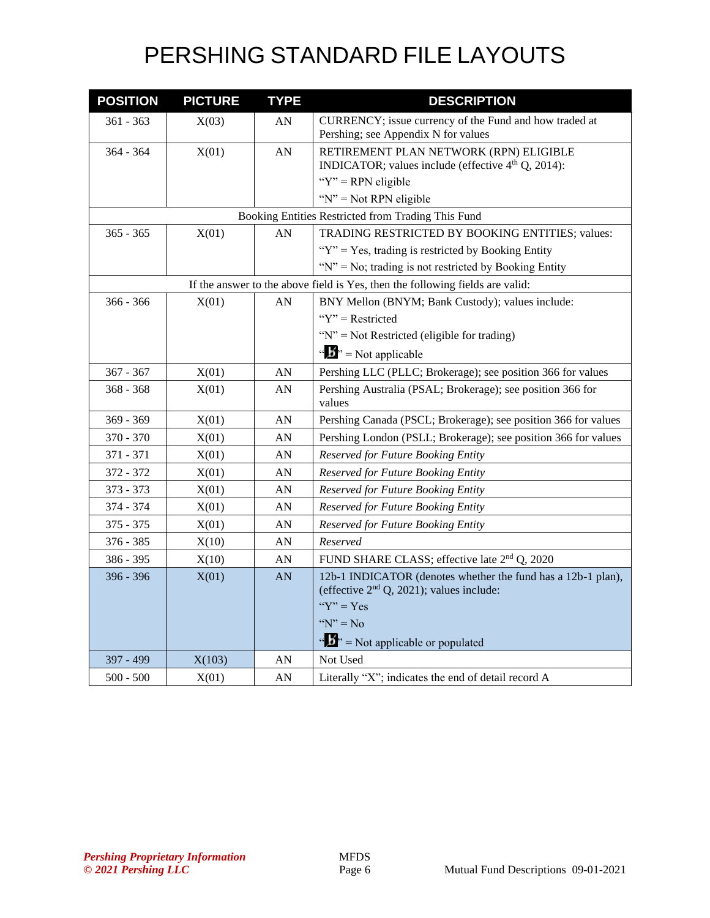# PERSHING STANDARD FILE LAYOUTS

| POSITION | PICTURE | TYPE | DESCRIPTION |
|---|---|---|---|
| 361 - 363 | X(03) | AN | CURRENCY; issue currency of the Fund and how traded at Pershing; see Appendix N for values |
| 364 - 364 | X(01) | AN | RETIREMENT PLAN NETWORK (RPN) ELIGIBLE INDICATOR; values include (effective 4th Q, 2014):<br>"Y" = RPN eligible<br>"N" = Not RPN eligible |
| Booking Entities Restricted from Trading This Fund | | | |
| 365 - 365 | X(01) | AN | TRADING RESTRICTED BY BOOKING ENTITIES; values:<br>"Y" = Yes, trading is restricted by Booking Entity<br>"N" = No; trading is not restricted by Booking Entity |
| If the answer to the above field is Yes, then the following fields are valid: | | | |
| 366 - 366 | X(01) | AN | BNY Mellon (BNYM; Bank Custody); values include:<br>"Y" = Restricted<br>"N" = Not Restricted (eligible for trading)<br>"b" = Not applicable |
| 367 - 367 | X(01) | AN | Pershing LLC (PLLC; Brokerage); see position 366 for values |
| 368 - 368 | X(01) | AN | Pershing Australia (PSAL; Brokerage); see position 366 for values |
| 369 - 369 | X(01) | AN | Pershing Canada (PSCL; Brokerage); see position 366 for values |
| 370 - 370 | X(01) | AN | Pershing London (PSLL; Brokerage); see position 366 for values |
| 371 - 371 | X(01) | AN | *Reserved for Future Booking Entity* |
| 372 - 372 | X(01) | AN | *Reserved for Future Booking Entity* |
| 373 - 373 | X(01) | AN | *Reserved for Future Booking Entity* |
| 374 - 374 | X(01) | AN | *Reserved for Future Booking Entity* |
| 375 - 375 | X(01) | AN | *Reserved for Future Booking Entity* |
| 376 - 385 | X(10) | AN | *Reserved* |
| 386 - 395 | X(10) | AN | FUND SHARE CLASS; effective late 2nd Q, 2020 |
| 396 - 396 | X(01) | AN | 12b-1 INDICATOR (denotes whether the fund has a 12b-1 plan), (effective 2nd Q, 2021); values include:<br>"Y" = Yes<br>"N" = No<br>"b" = Not applicable or populated |
| 397 - 499 | X(103) | AN | Not Used |
| 500 - 500 | X(01) | AN | Literally "X"; indicates the end of detail record A |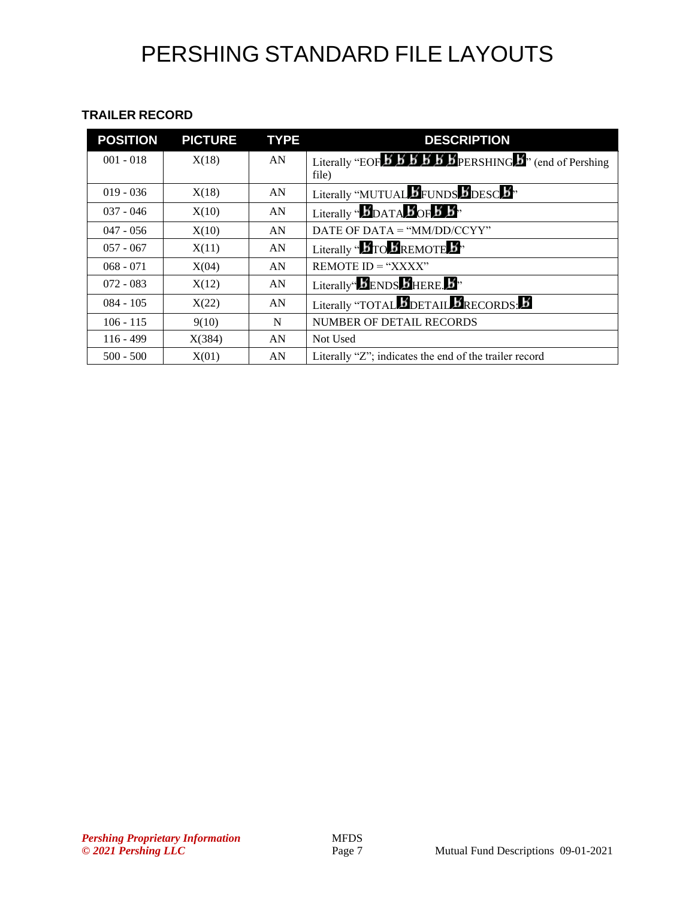### TRAILER RECORD

| POSITION | PICTURE | TYPE | DESCRIPTION |
|---|---|---|---|
| 001 - 018 | X(18) | AN | Literally “EOFƀƀƀƀƀƀPERSHINGƀ” (end of Pershing file) |
| 019 - 036 | X(18) | AN | Literally “MUTUALƀFUNDSƀDESCƀ” |
| 037 - 046 | X(10) | AN | Literally “ƀDATAƀOFƀƀ” |
| 047 - 056 | X(10) | AN | DATE OF DATA = “MM/DD/CCYY” |
| 057 - 067 | X(11) | AN | Literally “ƀTOƀREMOTEƀ” |
| 068 - 071 | X(04) | AN | REMOTE ID = “XXXX” |
| 072 - 083 | X(12) | AN | Literally“ƀENDSƀHERE.ƀ” |
| 084 - 105 | X(22) | AN | Literally “TOTALƀDETAILƀRECORDS:ƀ |
| 106 - 115 | 9(10) | N | NUMBER OF DETAIL RECORDS |
| 116 - 499 | X(384) | AN | Not Used |
| 500 - 500 | X(01) | AN | Literally “Z”; indicates the end of the trailer record |